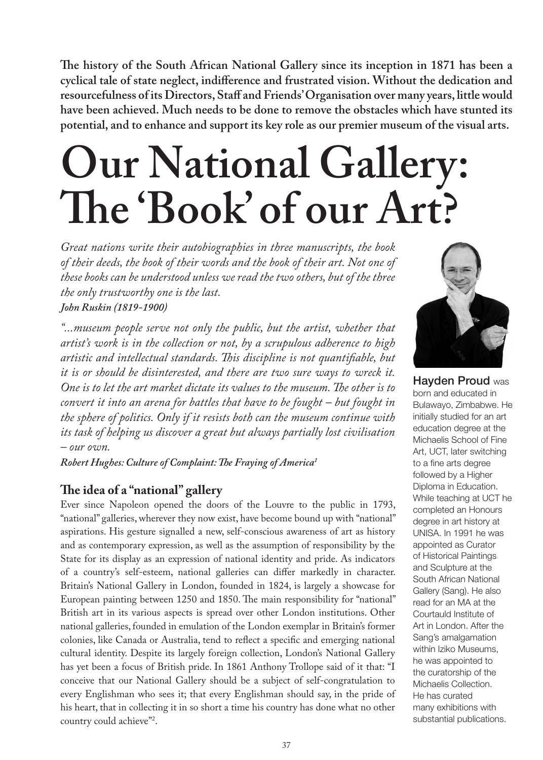**The history of the South African National Gallery since its inception in 1871 has been a cyclical tale of state neglect, indifference and frustrated vision. Without the dedication and resourcefulness of its Directors, Staff and Friends' Organisation over many years, little would have been achieved. Much needs to be done to remove the obstacles which have stunted its potential, and to enhance and support its key role as our premier museum of the visual arts.**

# Our National Gallery: The 'Book' of our Art?

*Great nations write their autobiographies in three manuscripts, the book of their deeds, the book of their words and the book of their art. Not one of these books can be understood unless we read the two others, but of the three the only trustworthy one is the last.*
***John Ruskin (1819-1900)***

*"...museum people serve not only the public, but the artist, whether that artist's work is in the collection or not, by a scrupulous adherence to high artistic and intellectual standards. This discipline is not quantifiable, but it is or should be disinterested, and there are two sure ways to wreck it. One is to let the art market dictate its values to the museum. The other is to convert it into an arena for battles that have to be fought – but fought in the sphere of politics. Only if it resists both can the museum continue with its task of helping us discover a great but always partially lost civilisation – our own.*
***Robert Hughes: Culture of Complaint: The Fraying of America***[1]

**Hayden Proud** was born and educated in Bulawayo, Zimbabwe. He initially studied for an art education degree at the Michaelis School of Fine Art, UCT, later switching to a fine arts degree followed by a Higher Diploma in Education. While teaching at UCT he completed an Honours degree in art history at UNISA. In 1991 he was appointed as Curator of Historical Paintings and Sculpture at the South African National Gallery (Sang). He also read for an MA at the Courtauld Institute of Art in London. After the Sang's amalgamation within Iziko Museums, he was appointed to the curatorship of the Michaelis Collection. He has curated many exhibitions with substantial publications.

## The idea of a "national" gallery

Ever since Napoleon opened the doors of the Louvre to the public in 1793, "national" galleries, wherever they now exist, have become bound up with "national" aspirations. His gesture signalled a new, self-conscious awareness of art as history and as contemporary expression, as well as the assumption of responsibility by the State for its display as an expression of national identity and pride. As indicators of a country's self-esteem, national galleries can differ markedly in character. Britain's National Gallery in London, founded in 1824, is largely a showcase for European painting between 1250 and 1850. The main responsibility for "national" British art in its various aspects is spread over other London institutions. Other national galleries, founded in emulation of the London exemplar in Britain's former colonies, like Canada or Australia, tend to reflect a specific and emerging national cultural identity. Despite its largely foreign collection, London's National Gallery has yet been a focus of British pride. In 1861 Anthony Trollope said of it that: "I conceive that our National Gallery should be a subject of self-congratulation to every Englishman who sees it; that every Englishman should say, in the pride of his heart, that in collecting it in so short a time his country has done what no other country could achieve"[2].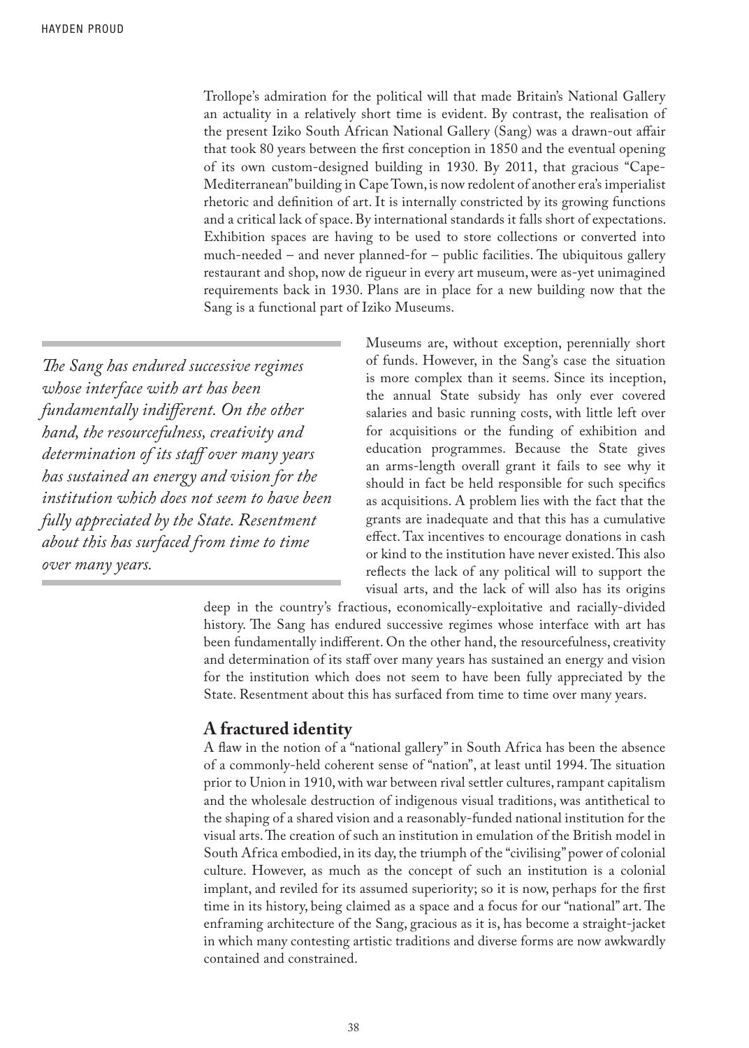Trollope's admiration for the political will that made Britain's National Gallery an actuality in a relatively short time is evident. By contrast, the realisation of the present Iziko South African National Gallery (Sang) was a drawn-out affair that took 80 years between the first conception in 1850 and the eventual opening of its own custom-designed building in 1930. By 2011, that gracious "Cape-Mediterranean" building in Cape Town, is now redolent of another era's imperialist rhetoric and definition of art. It is internally constricted by its growing functions and a critical lack of space. By international standards it falls short of expectations. Exhibition spaces are having to be used to store collections or converted into much-needed – and never planned-for – public facilities. The ubiquitous gallery restaurant and shop, now de rigueur in every art museum, were as-yet unimagined requirements back in 1930. Plans are in place for a new building now that the Sang is a functional part of Iziko Museums.

> *The Sang has endured successive regimes whose interface with art has been fundamentally indifferent. On the other hand, the resourcefulness, creativity and determination of its staff over many years has sustained an energy and vision for the institution which does not seem to have been fully appreciated by the State. Resentment about this has surfaced from time to time over many years.*

Museums are, without exception, perennially short of funds. However, in the Sang's case the situation is more complex than it seems. Since its inception, the annual State subsidy has only ever covered salaries and basic running costs, with little left over for acquisitions or the funding of exhibition and education programmes. Because the State gives an arms-length overall grant it fails to see why it should in fact be held responsible for such specifics as acquisitions. A problem lies with the fact that the grants are inadequate and that this has a cumulative effect. Tax incentives to encourage donations in cash or kind to the institution have never existed. This also reflects the lack of any political will to support the visual arts, and the lack of will also has its origins deep in the country's fractious, economically-exploitative and racially-divided history. The Sang has endured successive regimes whose interface with art has been fundamentally indifferent. On the other hand, the resourcefulness, creativity and determination of its staff over many years has sustained an energy and vision for the institution which does not seem to have been fully appreciated by the State. Resentment about this has surfaced from time to time over many years.

## A fractured identity

A flaw in the notion of a "national gallery" in South Africa has been the absence of a commonly-held coherent sense of "nation", at least until 1994. The situation prior to Union in 1910, with war between rival settler cultures, rampant capitalism and the wholesale destruction of indigenous visual traditions, was antithetical to the shaping of a shared vision and a reasonably-funded national institution for the visual arts. The creation of such an institution in emulation of the British model in South Africa embodied, in its day, the triumph of the "civilising" power of colonial culture. However, as much as the concept of such an institution is a colonial implant, and reviled for its assumed superiority; so it is now, perhaps for the first time in its history, being claimed as a space and a focus for our "national" art. The enframing architecture of the Sang, gracious as it is, has become a straight-jacket in which many contesting artistic traditions and diverse forms are now awkwardly contained and constrained.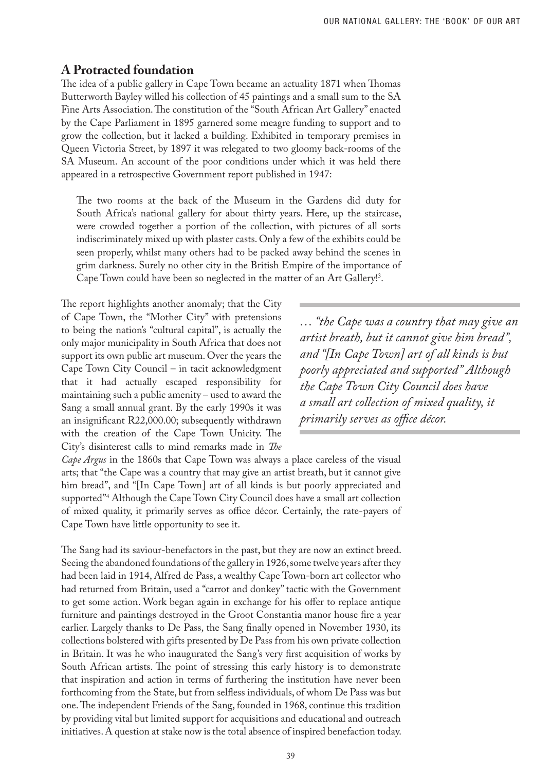## A Protracted foundation

The idea of a public gallery in Cape Town became an actuality 1871 when Thomas Butterworth Bayley willed his collection of 45 paintings and a small sum to the SA Fine Arts Association. The constitution of the "South African Art Gallery" enacted by the Cape Parliament in 1895 garnered some meagre funding to support and to grow the collection, but it lacked a building. Exhibited in temporary premises in Queen Victoria Street, by 1897 it was relegated to two gloomy back-rooms of the SA Museum. An account of the poor conditions under which it was held there appeared in a retrospective Government report published in 1947:

> The two rooms at the back of the Museum in the Gardens did duty for South Africa's national gallery for about thirty years. Here, up the staircase, were crowded together a portion of the collection, with pictures of all sorts indiscriminately mixed up with plaster casts. Only a few of the exhibits could be seen properly, whilst many others had to be packed away behind the scenes in grim darkness. Surely no other city in the British Empire of the importance of Cape Town could have been so neglected in the matter of an Art Gallery![3].

The report highlights another anomaly; that the City of Cape Town, the "Mother City" with pretensions to being the nation's "cultural capital", is actually the only major municipality in South Africa that does not support its own public art museum. Over the years the Cape Town City Council – in tacit acknowledgment that it had actually escaped responsibility for maintaining such a public amenity – used to award the Sang a small annual grant. By the early 1990s it was an insignificant R22,000.00; subsequently withdrawn with the creation of the Cape Town Unicity. The City's disinterest calls to mind remarks made in *The Cape Argus* in the 1860s that Cape Town was always a place careless of the visual arts; that "the Cape was a country that may give an artist breath, but it cannot give him bread", and "[In Cape Town] art of all kinds is but poorly appreciated and supported"[4] Although the Cape Town City Council does have a small art collection of mixed quality, it primarily serves as office décor. Certainly, the rate-payers of Cape Town have little opportunity to see it.

> *… "the Cape was a country that may give an artist breath, but it cannot give him bread", and "[In Cape Town] art of all kinds is but poorly appreciated and supported" Although the Cape Town City Council does have a small art collection of mixed quality, it primarily serves as office décor.*

The Sang had its saviour-benefactors in the past, but they are now an extinct breed. Seeing the abandoned foundations of the gallery in 1926, some twelve years after they had been laid in 1914, Alfred de Pass, a wealthy Cape Town-born art collector who had returned from Britain, used a "carrot and donkey" tactic with the Government to get some action. Work began again in exchange for his offer to replace antique furniture and paintings destroyed in the Groot Constantia manor house fire a year earlier. Largely thanks to De Pass, the Sang finally opened in November 1930, its collections bolstered with gifts presented by De Pass from his own private collection in Britain. It was he who inaugurated the Sang's very first acquisition of works by South African artists. The point of stressing this early history is to demonstrate that inspiration and action in terms of furthering the institution have never been forthcoming from the State, but from selfless individuals, of whom De Pass was but one. The independent Friends of the Sang, founded in 1968, continue this tradition by providing vital but limited support for acquisitions and educational and outreach initiatives. A question at stake now is the total absence of inspired benefaction today.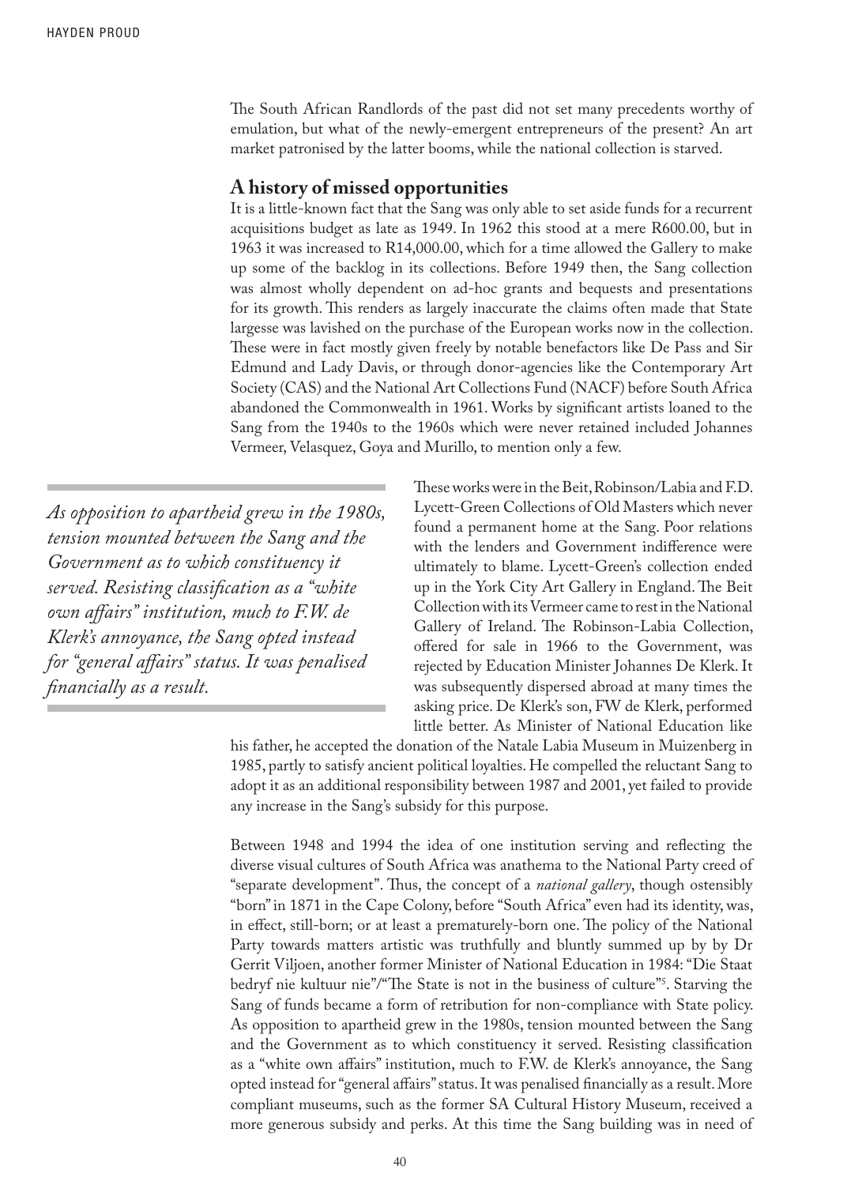The South African Randlords of the past did not set many precedents worthy of emulation, but what of the newly-emergent entrepreneurs of the present? An art market patronised by the latter booms, while the national collection is starved.

## A history of missed opportunities

It is a little-known fact that the Sang was only able to set aside funds for a recurrent acquisitions budget as late as 1949. In 1962 this stood at a mere R600.00, but in 1963 it was increased to R14,000.00, which for a time allowed the Gallery to make up some of the backlog in its collections. Before 1949 then, the Sang collection was almost wholly dependent on ad-hoc grants and bequests and presentations for its growth. This renders as largely inaccurate the claims often made that State largesse was lavished on the purchase of the European works now in the collection. These were in fact mostly given freely by notable benefactors like De Pass and Sir Edmund and Lady Davis, or through donor-agencies like the Contemporary Art Society (CAS) and the National Art Collections Fund (NACF) before South Africa abandoned the Commonwealth in 1961. Works by significant artists loaned to the Sang from the 1940s to the 1960s which were never retained included Johannes Vermeer, Velasquez, Goya and Murillo, to mention only a few.

*As opposition to apartheid grew in the 1980s, tension mounted between the Sang and the Government as to which constituency it served. Resisting classification as a "white own affairs" institution, much to F.W. de Klerk's annoyance, the Sang opted instead for "general affairs" status. It was penalised financially as a result.*

These works were in the Beit, Robinson/Labia and F.D. Lycett-Green Collections of Old Masters which never found a permanent home at the Sang. Poor relations with the lenders and Government indifference were ultimately to blame. Lycett-Green's collection ended up in the York City Art Gallery in England. The Beit Collection with its Vermeer came to rest in the National Gallery of Ireland. The Robinson-Labia Collection, offered for sale in 1966 to the Government, was rejected by Education Minister Johannes De Klerk. It was subsequently dispersed abroad at many times the asking price. De Klerk's son, FW de Klerk, performed little better. As Minister of National Education like his father, he accepted the donation of the Natale Labia Museum in Muizenberg in 1985, partly to satisfy ancient political loyalties. He compelled the reluctant Sang to adopt it as an additional responsibility between 1987 and 2001, yet failed to provide any increase in the Sang's subsidy for this purpose.

Between 1948 and 1994 the idea of one institution serving and reflecting the diverse visual cultures of South Africa was anathema to the National Party creed of "separate development". Thus, the concept of a *national gallery*, though ostensibly "born" in 1871 in the Cape Colony, before "South Africa" even had its identity, was, in effect, still-born; or at least a prematurely-born one. The policy of the National Party towards matters artistic was truthfully and bluntly summed up by by Dr Gerrit Viljoen, another former Minister of National Education in 1984: "Die Staat bedryf nie kultuur nie"/"The State is not in the business of culture"[5]. Starving the Sang of funds became a form of retribution for non-compliance with State policy. As opposition to apartheid grew in the 1980s, tension mounted between the Sang and the Government as to which constituency it served. Resisting classification as a "white own affairs" institution, much to F.W. de Klerk's annoyance, the Sang opted instead for "general affairs" status. It was penalised financially as a result. More compliant museums, such as the former SA Cultural History Museum, received a more generous subsidy and perks. At this time the Sang building was in need of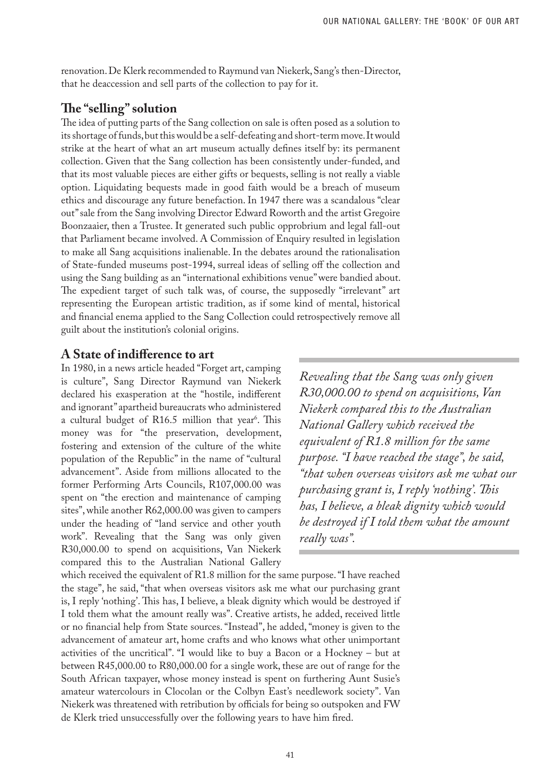renovation. De Klerk recommended to Raymund van Niekerk, Sang's then-Director, that he deaccession and sell parts of the collection to pay for it.

## The "selling" solution

The idea of putting parts of the Sang collection on sale is often posed as a solution to its shortage of funds, but this would be a self-defeating and short-term move. It would strike at the heart of what an art museum actually defines itself by: its permanent collection. Given that the Sang collection has been consistently under-funded, and that its most valuable pieces are either gifts or bequests, selling is not really a viable option. Liquidating bequests made in good faith would be a breach of museum ethics and discourage any future benefaction. In 1947 there was a scandalous "clear out" sale from the Sang involving Director Edward Roworth and the artist Gregoire Boonzaaier, then a Trustee. It generated such public opprobrium and legal fall-out that Parliament became involved. A Commission of Enquiry resulted in legislation to make all Sang acquisitions inalienable. In the debates around the rationalisation of State-funded museums post-1994, surreal ideas of selling off the collection and using the Sang building as an "international exhibitions venue" were bandied about. The expedient target of such talk was, of course, the supposedly "irrelevant" art representing the European artistic tradition, as if some kind of mental, historical and financial enema applied to the Sang Collection could retrospectively remove all guilt about the institution's colonial origins.

## A State of indifference to art

In 1980, in a news article headed "Forget art, camping is culture", Sang Director Raymund van Niekerk declared his exasperation at the "hostile, indifferent and ignorant" apartheid bureaucrats who administered a cultural budget of R16.5 million that year[6]. This money was for "the preservation, development, fostering and extension of the culture of the white population of the Republic" in the name of "cultural advancement". Aside from millions allocated to the former Performing Arts Councils, R107,000.00 was spent on "the erection and maintenance of camping sites", while another R62,000.00 was given to campers under the heading of "land service and other youth work". Revealing that the Sang was only given R30,000.00 to spend on acquisitions, Van Niekerk compared this to the Australian National Gallery which received the equivalent of R1.8 million for the same purpose. "I have reached the stage", he said, "that when overseas visitors ask me what our purchasing grant is, I reply 'nothing'. This has, I believe, a bleak dignity which would be destroyed if I told them what the amount really was". Creative artists, he added, received little or no financial help from State sources. "Instead", he added, "money is given to the advancement of amateur art, home crafts and who knows what other unimportant activities of the uncritical". "I would like to buy a Bacon or a Hockney – but at between R45,000.00 to R80,000.00 for a single work, these are out of range for the South African taxpayer, whose money instead is spent on furthering Aunt Susie's amateur watercolours in Clocolan or the Colbyn East's needlework society". Van Niekerk was threatened with retribution by officials for being so outspoken and FW de Klerk tried unsuccessfully over the following years to have him fired.

> *Revealing that the Sang was only given R30,000.00 to spend on acquisitions, Van Niekerk compared this to the Australian National Gallery which received the equivalent of R1.8 million for the same purpose. "I have reached the stage", he said, "that when overseas visitors ask me what our purchasing grant is, I reply 'nothing'. This has, I believe, a bleak dignity which would be destroyed if I told them what the amount really was".*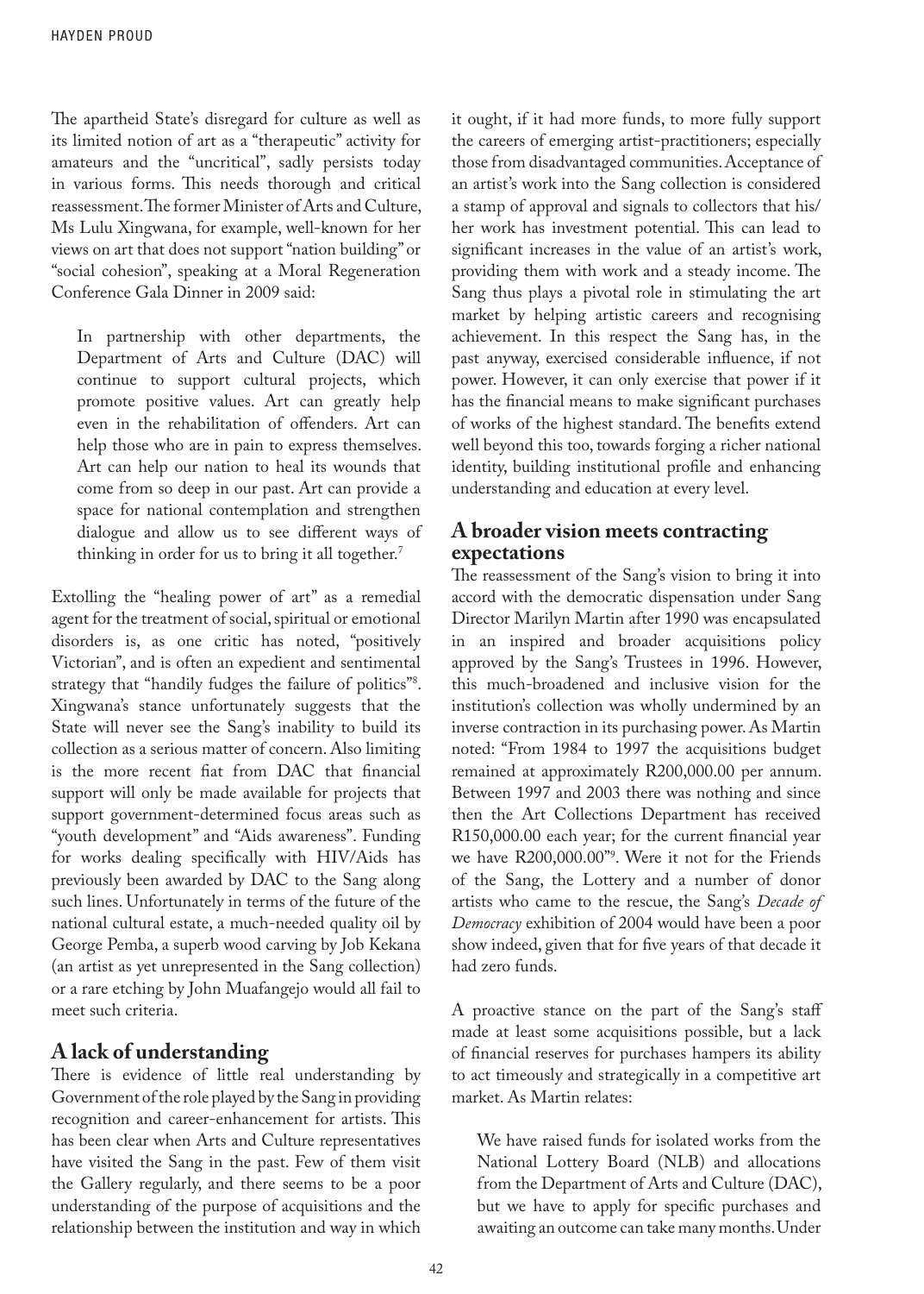The apartheid State's disregard for culture as well as its limited notion of art as a "therapeutic" activity for amateurs and the "uncritical", sadly persists today in various forms. This needs thorough and critical reassessment. The former Minister of Arts and Culture, Ms Lulu Xingwana, for example, well-known for her views on art that does not support "nation building" or "social cohesion", speaking at a Moral Regeneration Conference Gala Dinner in 2009 said:

> In partnership with other departments, the Department of Arts and Culture (DAC) will continue to support cultural projects, which promote positive values. Art can greatly help even in the rehabilitation of offenders. Art can help those who are in pain to express themselves. Art can help our nation to heal its wounds that come from so deep in our past. Art can provide a space for national contemplation and strengthen dialogue and allow us to see different ways of thinking in order for us to bring it all together.[7]

Extolling the "healing power of art" as a remedial agent for the treatment of social, spiritual or emotional disorders is, as one critic has noted, "positively Victorian", and is often an expedient and sentimental strategy that "handily fudges the failure of politics"[8]. Xingwana's stance unfortunately suggests that the State will never see the Sang's inability to build its collection as a serious matter of concern. Also limiting is the more recent fiat from DAC that financial support will only be made available for projects that support government-determined focus areas such as "youth development" and "Aids awareness". Funding for works dealing specifically with HIV/Aids has previously been awarded by DAC to the Sang along such lines. Unfortunately in terms of the future of the national cultural estate, a much-needed quality oil by George Pemba, a superb wood carving by Job Kekana (an artist as yet unrepresented in the Sang collection) or a rare etching by John Muafangejo would all fail to meet such criteria.

## A lack of understanding

There is evidence of little real understanding by Government of the role played by the Sang in providing recognition and career-enhancement for artists. This has been clear when Arts and Culture representatives have visited the Sang in the past. Few of them visit the Gallery regularly, and there seems to be a poor understanding of the purpose of acquisitions and the relationship between the institution and way in which it ought, if it had more funds, to more fully support the careers of emerging artist-practitioners; especially those from disadvantaged communities. Acceptance of an artist's work into the Sang collection is considered a stamp of approval and signals to collectors that his/her work has investment potential. This can lead to significant increases in the value of an artist's work, providing them with work and a steady income. The Sang thus plays a pivotal role in stimulating the art market by helping artistic careers and recognising achievement. In this respect the Sang has, in the past anyway, exercised considerable influence, if not power. However, it can only exercise that power if it has the financial means to make significant purchases of works of the highest standard. The benefits extend well beyond this too, towards forging a richer national identity, building institutional profile and enhancing understanding and education at every level.

## A broader vision meets contracting expectations

The reassessment of the Sang's vision to bring it into accord with the democratic dispensation under Sang Director Marilyn Martin after 1990 was encapsulated in an inspired and broader acquisitions policy approved by the Sang's Trustees in 1996. However, this much-broadened and inclusive vision for the institution's collection was wholly undermined by an inverse contraction in its purchasing power. As Martin noted: "From 1984 to 1997 the acquisitions budget remained at approximately R200,000.00 per annum. Between 1997 and 2003 there was nothing and since then the Art Collections Department has received R150,000.00 each year; for the current financial year we have R200,000.00"[9]. Were it not for the Friends of the Sang, the Lottery and a number of donor artists who came to the rescue, the Sang's *Decade of Democracy* exhibition of 2004 would have been a poor show indeed, given that for five years of that decade it had zero funds.

A proactive stance on the part of the Sang's staff made at least some acquisitions possible, but a lack of financial reserves for purchases hampers its ability to act timeously and strategically in a competitive art market. As Martin relates:

> We have raised funds for isolated works from the National Lottery Board (NLB) and allocations from the Department of Arts and Culture (DAC), but we have to apply for specific purchases and awaiting an outcome can take many months. Under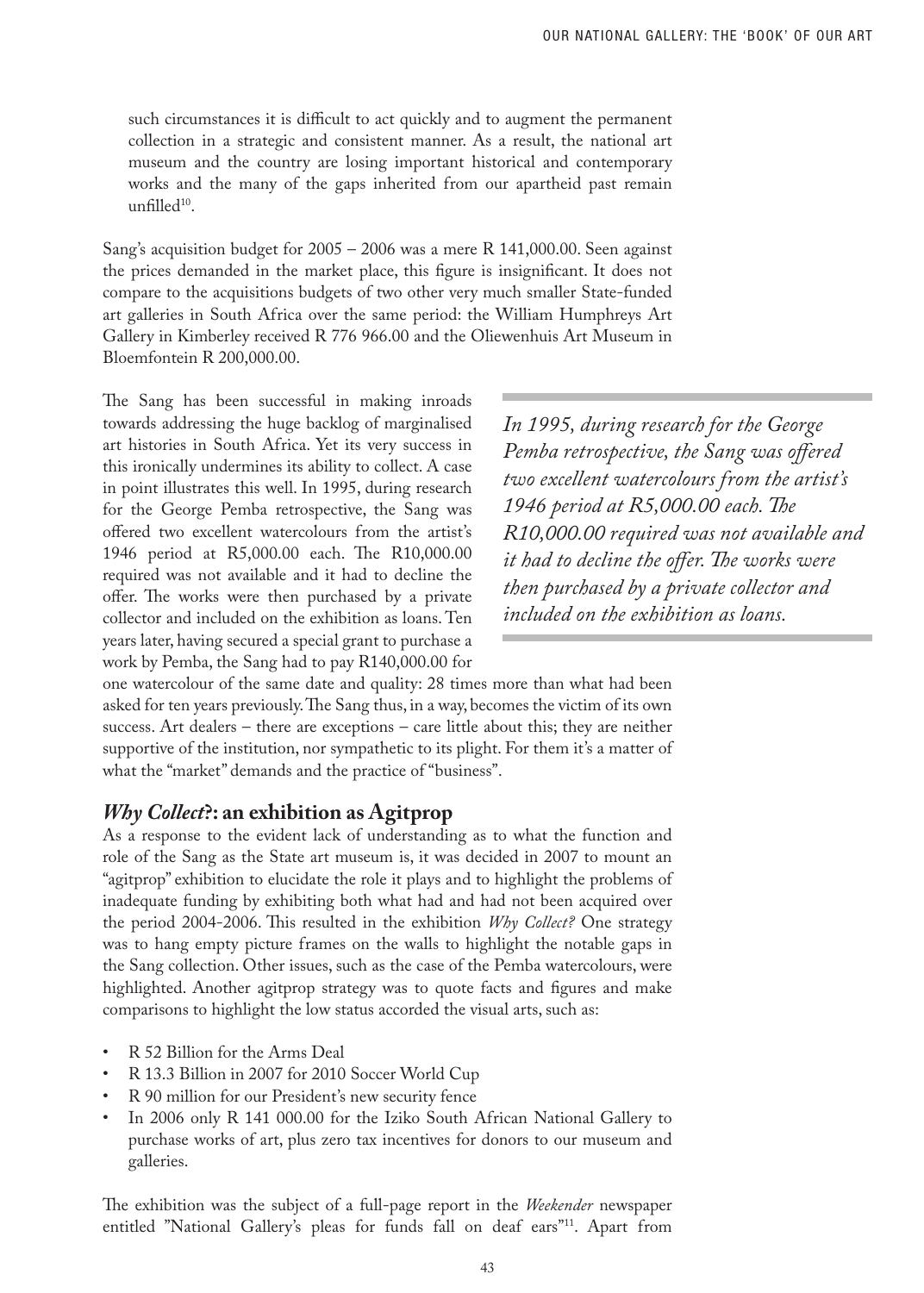such circumstances it is difficult to act quickly and to augment the permanent collection in a strategic and consistent manner. As a result, the national art museum and the country are losing important historical and contemporary works and the many of the gaps inherited from our apartheid past remain unfilled[10].

Sang's acquisition budget for 2005 – 2006 was a mere R 141,000.00. Seen against the prices demanded in the market place, this figure is insignificant. It does not compare to the acquisitions budgets of two other very much smaller State-funded art galleries in South Africa over the same period: the William Humphreys Art Gallery in Kimberley received R 776 966.00 and the Oliewenhuis Art Museum in Bloemfontein R 200,000.00.

The Sang has been successful in making inroads towards addressing the huge backlog of marginalised art histories in South Africa. Yet its very success in this ironically undermines its ability to collect. A case in point illustrates this well. In 1995, during research for the George Pemba retrospective, the Sang was offered two excellent watercolours from the artist's 1946 period at R5,000.00 each. The R10,000.00 required was not available and it had to decline the offer. The works were then purchased by a private collector and included on the exhibition as loans. Ten years later, having secured a special grant to purchase a work by Pemba, the Sang had to pay R140,000.00 for one watercolour of the same date and quality: 28 times more than what had been asked for ten years previously. The Sang thus, in a way, becomes the victim of its own success. Art dealers – there are exceptions – care little about this; they are neither supportive of the institution, nor sympathetic to its plight. For them it's a matter of what the "market" demands and the practice of "business".

> *In 1995, during research for the George Pemba retrospective, the Sang was offered two excellent watercolours from the artist's 1946 period at R5,000.00 each. The R10,000.00 required was not available and it had to decline the offer. The works were then purchased by a private collector and included on the exhibition as loans.*

## *Why Collect*?: an exhibition as Agitprop

As a response to the evident lack of understanding as to what the function and role of the Sang as the State art museum is, it was decided in 2007 to mount an "agitprop" exhibition to elucidate the role it plays and to highlight the problems of inadequate funding by exhibiting both what had and had not been acquired over the period 2004-2006. This resulted in the exhibition *Why Collect?* One strategy was to hang empty picture frames on the walls to highlight the notable gaps in the Sang collection. Other issues, such as the case of the Pemba watercolours, were highlighted. Another agitprop strategy was to quote facts and figures and make comparisons to highlight the low status accorded the visual arts, such as:

- R 52 Billion for the Arms Deal
- R 13.3 Billion in 2007 for 2010 Soccer World Cup
- R 90 million for our President's new security fence
- In 2006 only R 141 000.00 for the Iziko South African National Gallery to purchase works of art, plus zero tax incentives for donors to our museum and galleries.

The exhibition was the subject of a full-page report in the *Weekender* newspaper entitled "National Gallery's pleas for funds fall on deaf ears"[11]. Apart from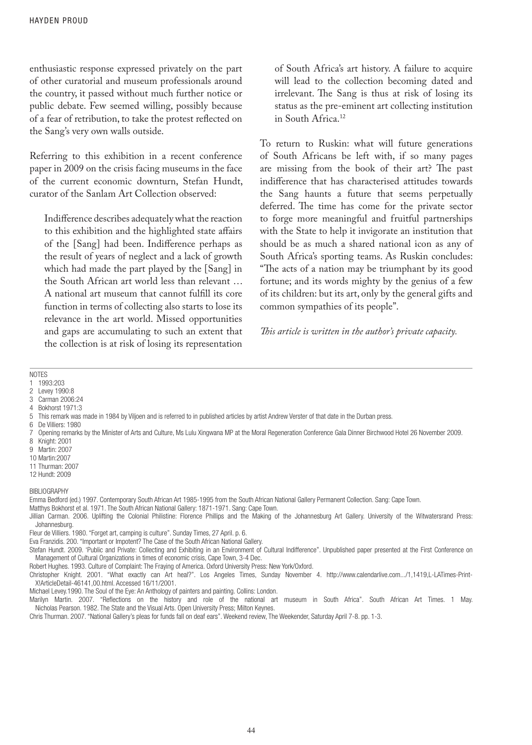enthusiastic response expressed privately on the part of other curatorial and museum professionals around the country, it passed without much further notice or public debate. Few seemed willing, possibly because of a fear of retribution, to take the protest reflected on the Sang's very own walls outside.

Referring to this exhibition in a recent conference paper in 2009 on the crisis facing museums in the face of the current economic downturn, Stefan Hundt, curator of the Sanlam Art Collection observed:

> Indifference describes adequately what the reaction to this exhibition and the highlighted state affairs of the [Sang] had been. Indifference perhaps as the result of years of neglect and a lack of growth which had made the part played by the [Sang] in the South African art world less than relevant … A national art museum that cannot fulfill its core function in terms of collecting also starts to lose its relevance in the art world. Missed opportunities and gaps are accumulating to such an extent that the collection is at risk of losing its representation of South Africa's art history. A failure to acquire will lead to the collection becoming dated and irrelevant. The Sang is thus at risk of losing its status as the pre-eminent art collecting institution in South Africa.[12]

To return to Ruskin: what will future generations of South Africans be left with, if so many pages are missing from the book of their art? The past indifference that has characterised attitudes towards the Sang haunts a future that seems perpetually deferred. The time has come for the private sector to forge more meaningful and fruitful partnerships with the State to help it invigorate an institution that should be as much a shared national icon as any of South Africa's sporting teams. As Ruskin concludes: "The acts of a nation may be triumphant by its good fortune; and its words mighty by the genius of a few of its children: but its art, only by the general gifts and common sympathies of its people".

*This article is written in the author's private capacity.*

NOTES

1 1993:203
2 Levey 1990:8
3 Carman 2006:24
4 Bokhorst 1971:3
5 This remark was made in 1984 by Viljoen and is referred to in published articles by artist Andrew Verster of that date in the Durban press.
6 De Villiers: 1980
7 Opening remarks by the Minister of Arts and Culture, Ms Lulu Xingwana MP at the Moral Regeneration Conference Gala Dinner Birchwood Hotel 26 November 2009.
8 Knight: 2001
9 Martin: 2007
10 Martin:2007
11 Thurman: 2007
12 Hundt: 2009

BIBLIOGRAPHY

Emma Bedford (ed.) 1997. Contemporary South African Art 1985-1995 from the South African National Gallery Permanent Collection. Sang: Cape Town.

Matthys Bokhorst et al. 1971. The South African National Gallery: 1871-1971. Sang: Cape Town.

Jillian Carman. 2006. Uplifting the Colonial Philistine: Florence Phillips and the Making of the Johannesburg Art Gallery. University of the Witwatersrand Press: Johannesburg.

Fleur de Villiers. 1980. "Forget art, camping is culture". Sunday Times, 27 April. p. 6.

Eva Franzidis. 200. "Important or Impotent? The Case of the South African National Gallery.

Stefan Hundt. 2009. 'Public and Private: Collecting and Exhibiting in an Environment of Cultural Indifference". Unpublished paper presented at the First Conference on Management of Cultural Organizations in times of economic crisis, Cape Town, 3-4 Dec.

Robert Hughes. 1993. Culture of Complaint: The Fraying of America. Oxford University Press: New York/Oxford.

Christopher Knight. 2001. "What exactly can Art heal?". Los Angeles Times, Sunday November 4. http://www.calendarlive.com.../1,1419,L-LATimes-Print-X!ArticleDetail-46141,00.html. Accessed 16/11/2001.

Michael Levey.1990. The Soul of the Eye: An Anthology of painters and painting. Collins: London.

Marilyn Martin. 2007. "Reflections on the history and role of the national art museum in South Africa". South African Art Times. 1 May.

Nicholas Pearson. 1982. The State and the Visual Arts. Open University Press; Milton Keynes.

Chris Thurman. 2007. "National Gallery's pleas for funds fall on deaf ears". Weekend review, The Weekender, Saturday April 7-8. pp. 1-3.